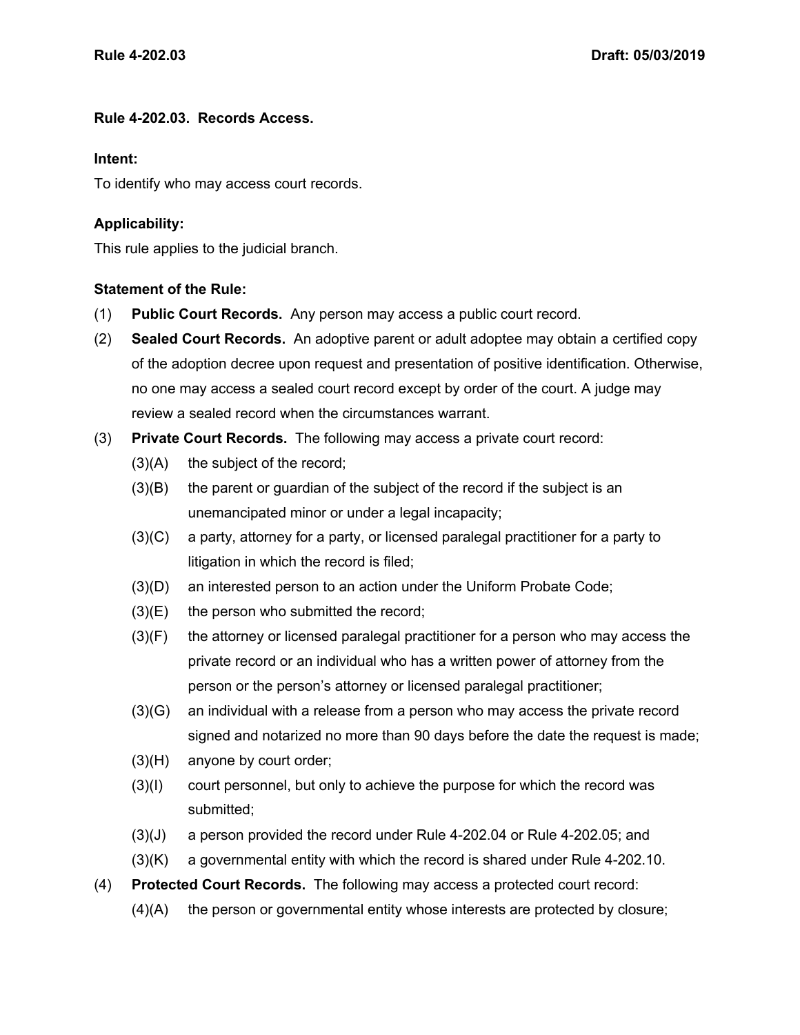## Rule 4-202.03. Records Access.

**Intent:**

To identify who may access court records.

**Applicability:**

This rule applies to the judicial branch.

**Statement of the Rule:**

(1) **Public Court Records.** Any person may access a public court record.

(2) **Sealed Court Records.** An adoptive parent or adult adoptee may obtain a certified copy of the adoption decree upon request and presentation of positive identification. Otherwise, no one may access a sealed court record except by order of the court. A judge may review a sealed record when the circumstances warrant.

(3) **Private Court Records.** The following may access a private court record:

- (3)(A) the subject of the record;
- (3)(B) the parent or guardian of the subject of the record if the subject is an unemancipated minor or under a legal incapacity;
- (3)(C) a party, attorney for a party, or licensed paralegal practitioner for a party to litigation in which the record is filed;
- (3)(D) an interested person to an action under the Uniform Probate Code;
- (3)(E) the person who submitted the record;
- (3)(F) the attorney or licensed paralegal practitioner for a person who may access the private record or an individual who has a written power of attorney from the person or the person's attorney or licensed paralegal practitioner;
- (3)(G) an individual with a release from a person who may access the private record signed and notarized no more than 90 days before the date the request is made;
- (3)(H) anyone by court order;
- (3)(I) court personnel, but only to achieve the purpose for which the record was submitted;
- (3)(J) a person provided the record under Rule 4-202.04 or Rule 4-202.05; and
- (3)(K) a governmental entity with which the record is shared under Rule 4-202.10.

(4) **Protected Court Records.** The following may access a protected court record:

- (4)(A) the person or governmental entity whose interests are protected by closure;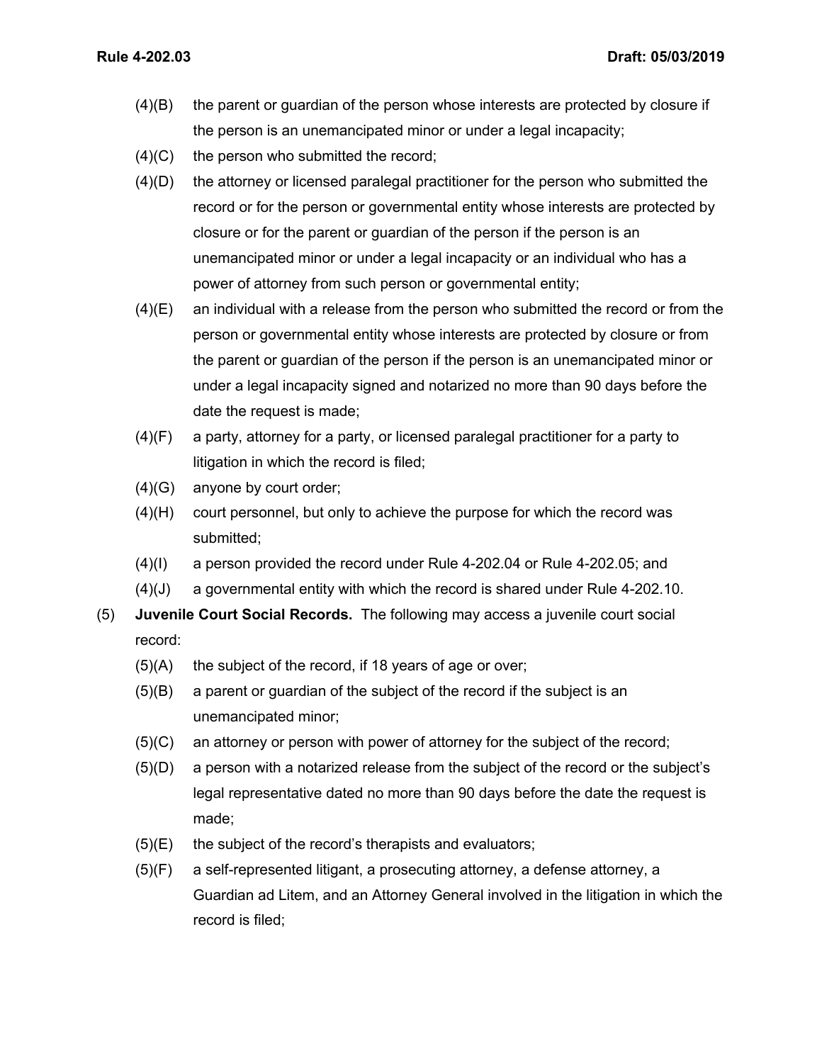(4)(B) the parent or guardian of the person whose interests are protected by closure if the person is an unemancipated minor or under a legal incapacity;

(4)(C) the person who submitted the record;

(4)(D) the attorney or licensed paralegal practitioner for the person who submitted the record or for the person or governmental entity whose interests are protected by closure or for the parent or guardian of the person if the person is an unemancipated minor or under a legal incapacity or an individual who has a power of attorney from such person or governmental entity;

(4)(E) an individual with a release from the person who submitted the record or from the person or governmental entity whose interests are protected by closure or from the parent or guardian of the person if the person is an unemancipated minor or under a legal incapacity signed and notarized no more than 90 days before the date the request is made;

(4)(F) a party, attorney for a party, or licensed paralegal practitioner for a party to litigation in which the record is filed;

(4)(G) anyone by court order;

(4)(H) court personnel, but only to achieve the purpose for which the record was submitted;

(4)(I) a person provided the record under Rule 4-202.04 or Rule 4-202.05; and

(4)(J) a governmental entity with which the record is shared under Rule 4-202.10.

(5) **Juvenile Court Social Records.** The following may access a juvenile court social record:

(5)(A) the subject of the record, if 18 years of age or over;

(5)(B) a parent or guardian of the subject of the record if the subject is an unemancipated minor;

(5)(C) an attorney or person with power of attorney for the subject of the record;

(5)(D) a person with a notarized release from the subject of the record or the subject's legal representative dated no more than 90 days before the date the request is made;

(5)(E) the subject of the record's therapists and evaluators;

(5)(F) a self-represented litigant, a prosecuting attorney, a defense attorney, a Guardian ad Litem, and an Attorney General involved in the litigation in which the record is filed;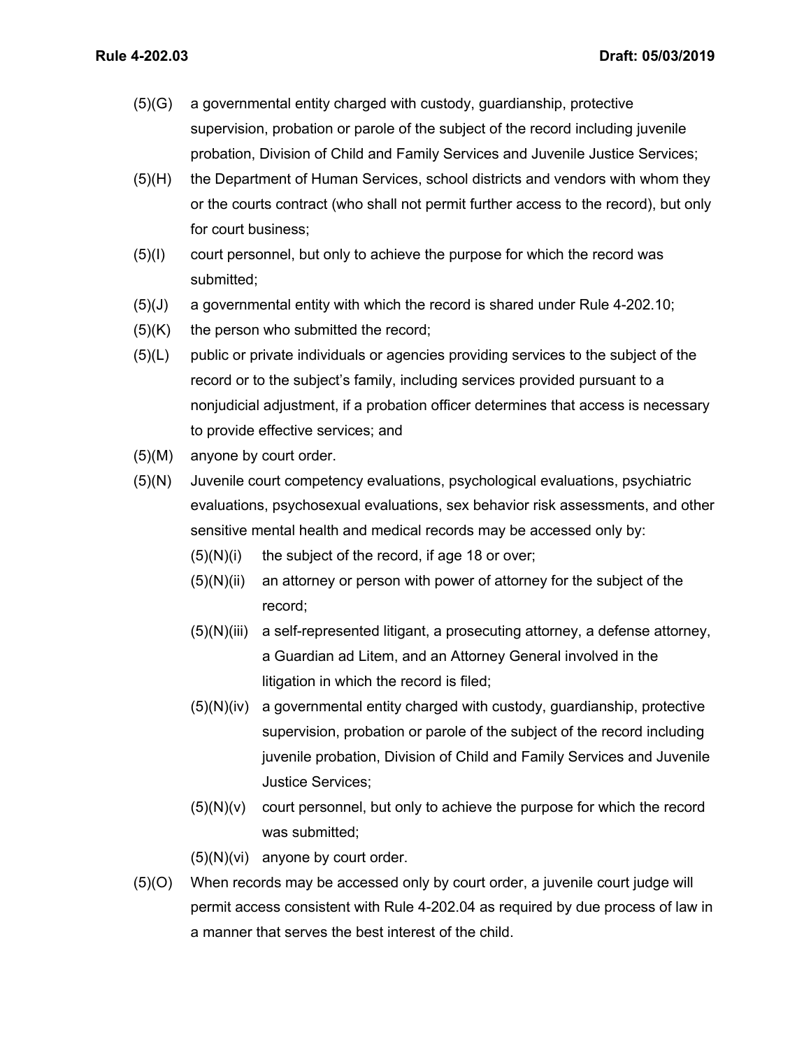(5)(G) a governmental entity charged with custody, guardianship, protective supervision, probation or parole of the subject of the record including juvenile probation, Division of Child and Family Services and Juvenile Justice Services;

(5)(H) the Department of Human Services, school districts and vendors with whom they or the courts contract (who shall not permit further access to the record), but only for court business;

(5)(I) court personnel, but only to achieve the purpose for which the record was submitted;

(5)(J) a governmental entity with which the record is shared under Rule 4-202.10;

(5)(K) the person who submitted the record;

(5)(L) public or private individuals or agencies providing services to the subject of the record or to the subject's family, including services provided pursuant to a nonjudicial adjustment, if a probation officer determines that access is necessary to provide effective services; and

(5)(M) anyone by court order.

(5)(N) Juvenile court competency evaluations, psychological evaluations, psychiatric evaluations, psychosexual evaluations, sex behavior risk assessments, and other sensitive mental health and medical records may be accessed only by:

- (5)(N)(i) the subject of the record, if age 18 or over;
- (5)(N)(ii) an attorney or person with power of attorney for the subject of the record;
- (5)(N)(iii) a self-represented litigant, a prosecuting attorney, a defense attorney, a Guardian ad Litem, and an Attorney General involved in the litigation in which the record is filed;
- (5)(N)(iv) a governmental entity charged with custody, guardianship, protective supervision, probation or parole of the subject of the record including juvenile probation, Division of Child and Family Services and Juvenile Justice Services;
- (5)(N)(v) court personnel, but only to achieve the purpose for which the record was submitted;
- (5)(N)(vi) anyone by court order.

(5)(O) When records may be accessed only by court order, a juvenile court judge will permit access consistent with Rule 4-202.04 as required by due process of law in a manner that serves the best interest of the child.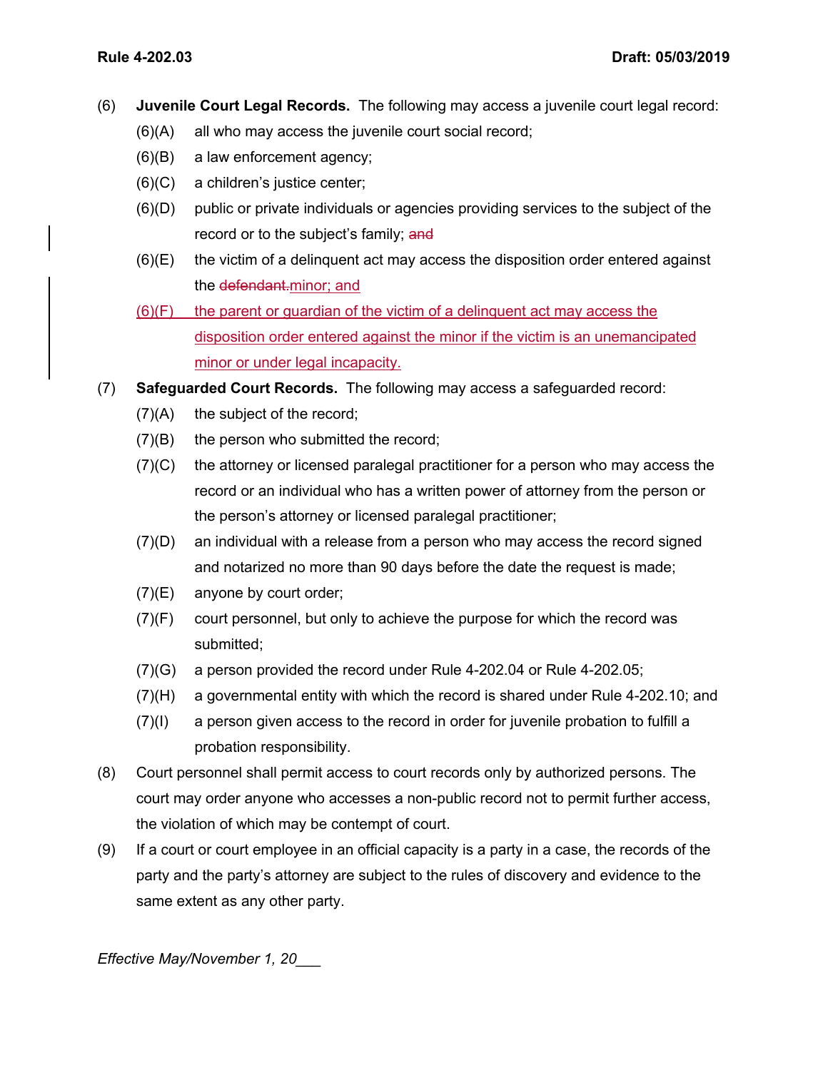(6) **Juvenile Court Legal Records.** The following may access a juvenile court legal record:

(6)(A) all who may access the juvenile court social record;

(6)(B) a law enforcement agency;

(6)(C) a children's justice center;

(6)(D) public or private individuals or agencies providing services to the subject of the record or to the subject's family; ~~and~~

(6)(E) the victim of a delinquent act may access the disposition order entered against the ~~defendant.~~minor; and

(6)(F) the parent or guardian of the victim of a delinquent act may access the disposition order entered against the minor if the victim is an unemancipated minor or under legal incapacity.

(7) **Safeguarded Court Records.** The following may access a safeguarded record:

(7)(A) the subject of the record;

(7)(B) the person who submitted the record;

(7)(C) the attorney or licensed paralegal practitioner for a person who may access the record or an individual who has a written power of attorney from the person or the person's attorney or licensed paralegal practitioner;

(7)(D) an individual with a release from a person who may access the record signed and notarized no more than 90 days before the date the request is made;

(7)(E) anyone by court order;

(7)(F) court personnel, but only to achieve the purpose for which the record was submitted;

(7)(G) a person provided the record under Rule 4-202.04 or Rule 4-202.05;

(7)(H) a governmental entity with which the record is shared under Rule 4-202.10; and

(7)(I) a person given access to the record in order for juvenile probation to fulfill a probation responsibility.

(8) Court personnel shall permit access to court records only by authorized persons. The court may order anyone who accesses a non-public record not to permit further access, the violation of which may be contempt of court.

(9) If a court or court employee in an official capacity is a party in a case, the records of the party and the party's attorney are subject to the rules of discovery and evidence to the same extent as any other party.

*Effective May/November 1, 20\_\_\_*